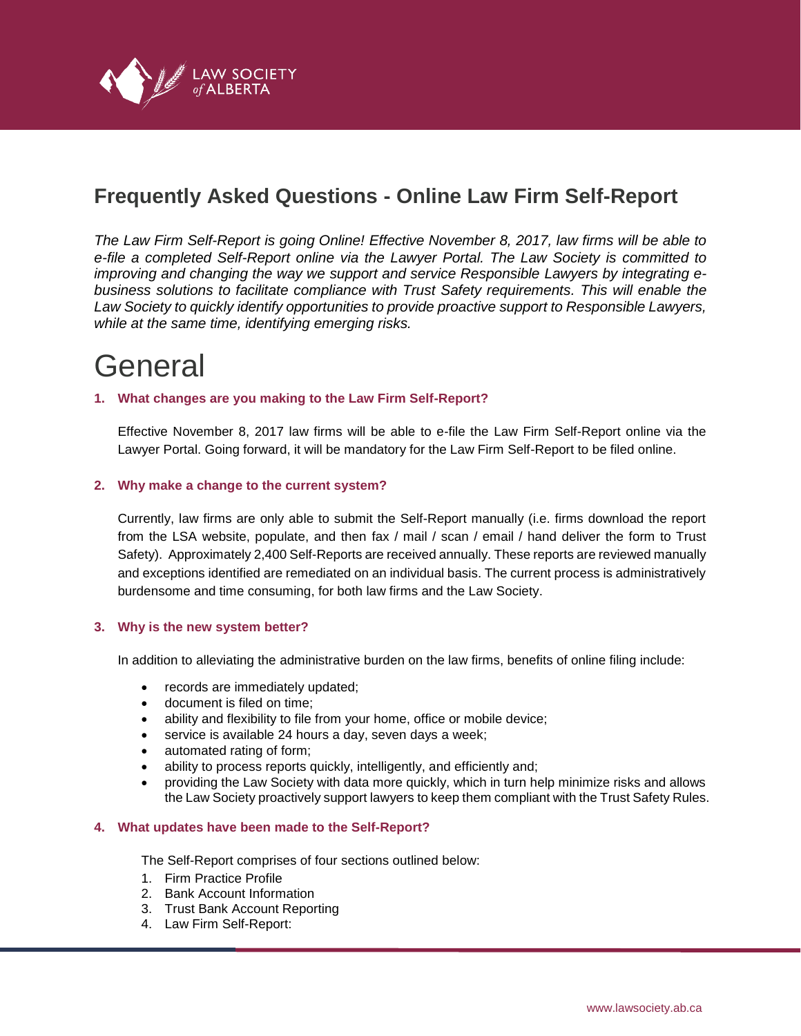# Frequently Asked Questions - Online Law Firm Self-Report

*The Law Firm Self-Report is going Online! Effective November 8, 2017, law firms will be able to e-file a completed Self-Report online via the Lawyer Portal. The Law Society is committed to improving and changing the way we support and service Responsible Lawyers by integrating e-business solutions to facilitate compliance with Trust Safety requirements. This will enable the Law Society to quickly identify opportunities to provide proactive support to Responsible Lawyers, while at the same time, identifying emerging risks.*

# General

### 1. What changes are you making to the Law Firm Self-Report?

Effective November 8, 2017 law firms will be able to e-file the Law Firm Self-Report online via the Lawyer Portal. Going forward, it will be mandatory for the Law Firm Self-Report to be filed online.

### 2. Why make a change to the current system?

Currently, law firms are only able to submit the Self-Report manually (i.e. firms download the report from the LSA website, populate, and then fax / mail / scan / email / hand deliver the form to Trust Safety). Approximately 2,400 Self-Reports are received annually. These reports are reviewed manually and exceptions identified are remediated on an individual basis. The current process is administratively burdensome and time consuming, for both law firms and the Law Society.

### 3. Why is the new system better?

In addition to alleviating the administrative burden on the law firms, benefits of online filing include:

- records are immediately updated;
- document is filed on time;
- ability and flexibility to file from your home, office or mobile device;
- service is available 24 hours a day, seven days a week;
- automated rating of form;
- ability to process reports quickly, intelligently, and efficiently and;
- providing the Law Society with data more quickly, which in turn help minimize risks and allows the Law Society proactively support lawyers to keep them compliant with the Trust Safety Rules.

### 4. What updates have been made to the Self-Report?

The Self-Report comprises of four sections outlined below:

1. Firm Practice Profile
2. Bank Account Information
3. Trust Bank Account Reporting
4. Law Firm Self-Report: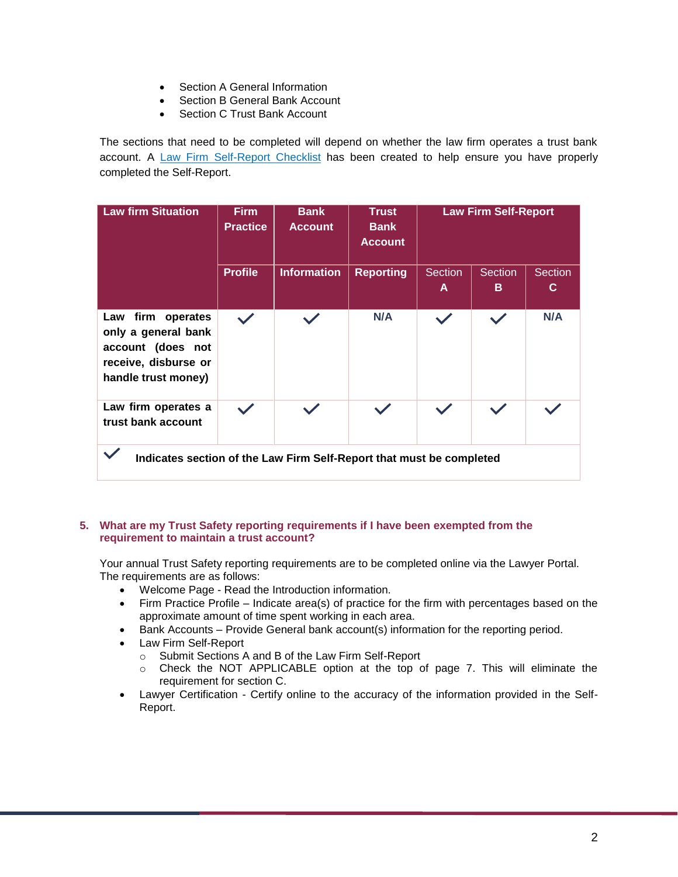- Section A General Information
- Section B General Bank Account
- Section C Trust Bank Account

The sections that need to be completed will depend on whether the law firm operates a trust bank account. A [Law Firm Self-Report Checklist] has been created to help ensure you have properly completed the Self-Report.

| Law firm Situation | Firm Practice | Bank Account | Trust Bank Account | Law Firm Self-Report | | |
|---|---|---|---|---|---|---|
| | Profile | Information | Reporting | Section A | Section B | Section C |
| Law firm operates only a general bank account (does not receive, disburse or handle trust money) | ✓ | ✓ | N/A | ✓ | ✓ | N/A |
| Law firm operates a trust bank account | ✓ | ✓ | ✓ | ✓ | ✓ | ✓ |

✓ **Indicates section of the Law Firm Self-Report that must be completed**

## 5. What are my Trust Safety reporting requirements if I have been exempted from the requirement to maintain a trust account?

Your annual Trust Safety reporting requirements are to be completed online via the Lawyer Portal. The requirements are as follows:

- Welcome Page - Read the Introduction information.
- Firm Practice Profile – Indicate area(s) of practice for the firm with percentages based on the approximate amount of time spent working in each area.
- Bank Accounts – Provide General bank account(s) information for the reporting period.
- Law Firm Self-Report
  - Submit Sections A and B of the Law Firm Self-Report
  - Check the NOT APPLICABLE option at the top of page 7. This will eliminate the requirement for section C.
- Lawyer Certification - Certify online to the accuracy of the information provided in the Self-Report.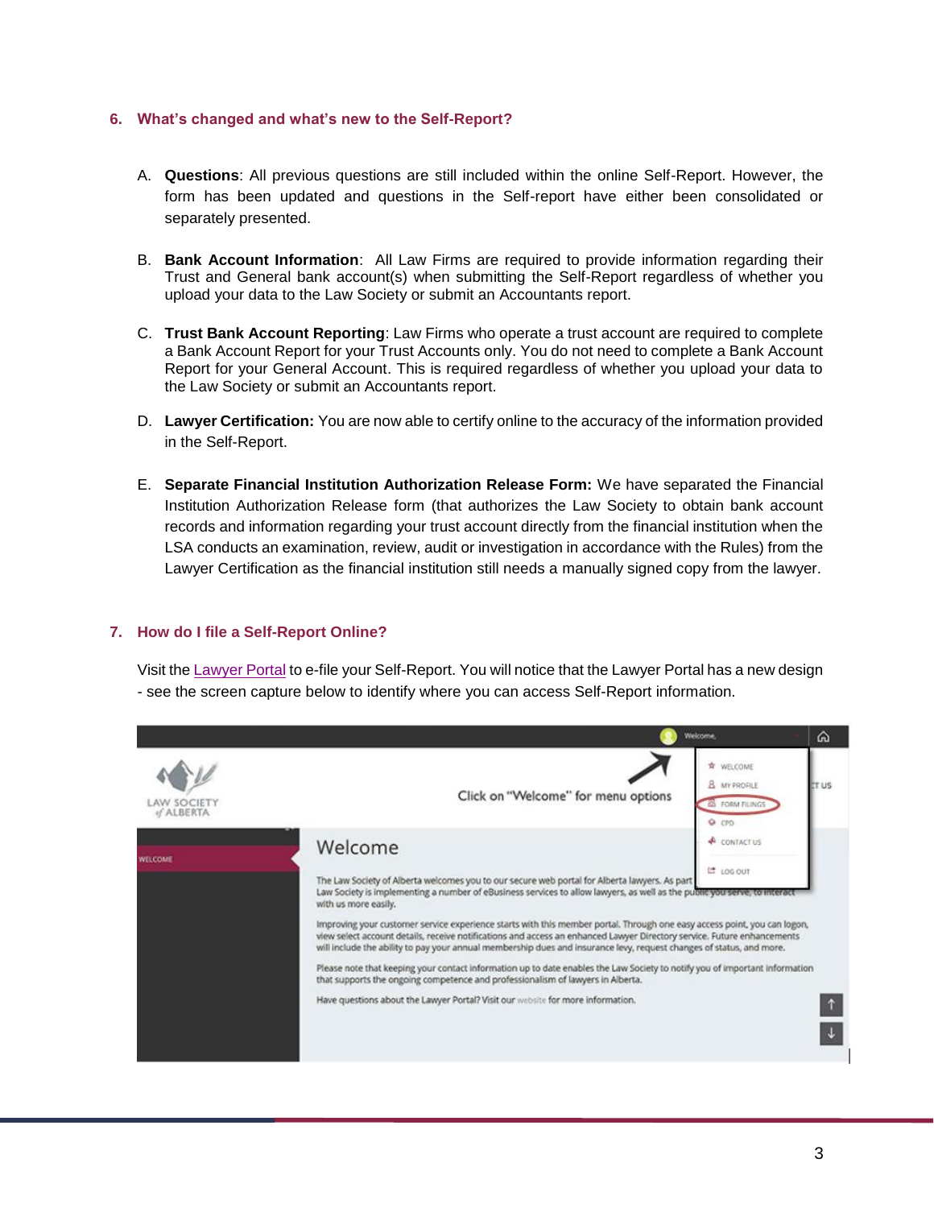## 6. What's changed and what's new to the Self-Report?

A. **Questions**: All previous questions are still included within the online Self-Report. However, the form has been updated and questions in the Self-report have either been consolidated or separately presented.

B. **Bank Account Information**: All Law Firms are required to provide information regarding their Trust and General bank account(s) when submitting the Self-Report regardless of whether you upload your data to the Law Society or submit an Accountants report.

C. **Trust Bank Account Reporting**: Law Firms who operate a trust account are required to complete a Bank Account Report for your Trust Accounts only. You do not need to complete a Bank Account Report for your General Account. This is required regardless of whether you upload your data to the Law Society or submit an Accountants report.

D. **Lawyer Certification:** You are now able to certify online to the accuracy of the information provided in the Self-Report.

E. **Separate Financial Institution Authorization Release Form:** We have separated the Financial Institution Authorization Release form (that authorizes the Law Society to obtain bank account records and information regarding your trust account directly from the financial institution when the LSA conducts an examination, review, audit or investigation in accordance with the Rules) from the Lawyer Certification as the financial institution still needs a manually signed copy from the lawyer.

## 7. How do I file a Self-Report Online?

Visit the Lawyer Portal to e-file your Self-Report. You will notice that the Lawyer Portal has a new design - see the screen capture below to identify where you can access Self-Report information.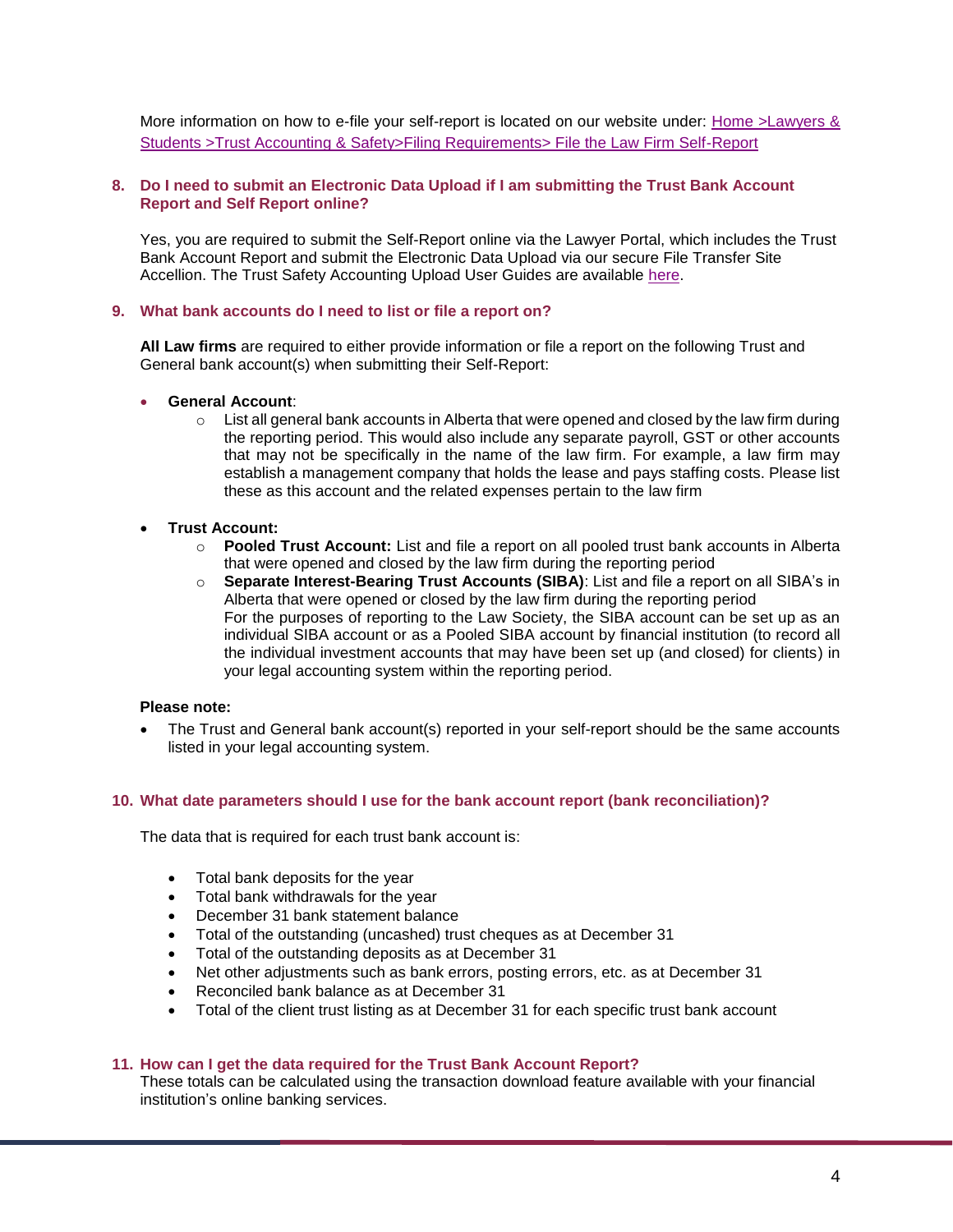More information on how to e-file your self-report is located on our website under: [Home >Lawyers & Students >Trust Accounting & Safety>Filing Requirements> File the Law Firm Self-Report]

### 8. Do I need to submit an Electronic Data Upload if I am submitting the Trust Bank Account Report and Self Report online?

Yes, you are required to submit the Self-Report online via the Lawyer Portal, which includes the Trust Bank Account Report and submit the Electronic Data Upload via our secure File Transfer Site Accellion. The Trust Safety Accounting Upload User Guides are available [here].

### 9. What bank accounts do I need to list or file a report on?

**All Law firms** are required to either provide information or file a report on the following Trust and General bank account(s) when submitting their Self-Report:

- **General Account**:
  - List all general bank accounts in Alberta that were opened and closed by the law firm during the reporting period. This would also include any separate payroll, GST or other accounts that may not be specifically in the name of the law firm. For example, a law firm may establish a management company that holds the lease and pays staffing costs. Please list these as this account and the related expenses pertain to the law firm
- **Trust Account:**
  - **Pooled Trust Account:** List and file a report on all pooled trust bank accounts in Alberta that were opened and closed by the law firm during the reporting period
  - **Separate Interest-Bearing Trust Accounts (SIBA)**: List and file a report on all SIBA's in Alberta that were opened or closed by the law firm during the reporting period
    For the purposes of reporting to the Law Society, the SIBA account can be set up as an individual SIBA account or as a Pooled SIBA account by financial institution (to record all the individual investment accounts that may have been set up (and closed) for clients) in your legal accounting system within the reporting period.

**Please note:**

- The Trust and General bank account(s) reported in your self-report should be the same accounts listed in your legal accounting system.

### 10. What date parameters should I use for the bank account report (bank reconciliation)?

The data that is required for each trust bank account is:

- Total bank deposits for the year
- Total bank withdrawals for the year
- December 31 bank statement balance
- Total of the outstanding (uncashed) trust cheques as at December 31
- Total of the outstanding deposits as at December 31
- Net other adjustments such as bank errors, posting errors, etc. as at December 31
- Reconciled bank balance as at December 31
- Total of the client trust listing as at December 31 for each specific trust bank account

### 11. How can I get the data required for the Trust Bank Account Report?

These totals can be calculated using the transaction download feature available with your financial institution's online banking services.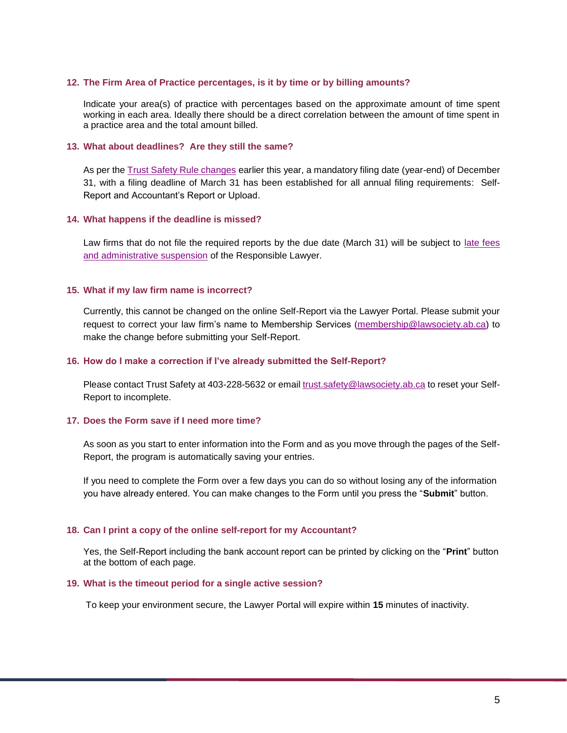### 12. The Firm Area of Practice percentages, is it by time or by billing amounts?

Indicate your area(s) of practice with percentages based on the approximate amount of time spent working in each area. Ideally there should be a direct correlation between the amount of time spent in a practice area and the total amount billed.

### 13. What about deadlines? Are they still the same?

As per the Trust Safety Rule changes earlier this year, a mandatory filing date (year-end) of December 31, with a filing deadline of March 31 has been established for all annual filing requirements: Self-Report and Accountant's Report or Upload.

### 14. What happens if the deadline is missed?

Law firms that do not file the required reports by the due date (March 31) will be subject to late fees and administrative suspension of the Responsible Lawyer.

### 15. What if my law firm name is incorrect?

Currently, this cannot be changed on the online Self-Report via the Lawyer Portal. Please submit your request to correct your law firm's name to Membership Services (membership@lawsociety.ab.ca) to make the change before submitting your Self-Report.

### 16. How do I make a correction if I've already submitted the Self-Report?

Please contact Trust Safety at 403-228-5632 or email trust.safety@lawsociety.ab.ca to reset your Self-Report to incomplete.

### 17. Does the Form save if I need more time?

As soon as you start to enter information into the Form and as you move through the pages of the Self-Report, the program is automatically saving your entries.

If you need to complete the Form over a few days you can do so without losing any of the information you have already entered. You can make changes to the Form until you press the "**Submit**" button.

### 18. Can I print a copy of the online self-report for my Accountant?

Yes, the Self-Report including the bank account report can be printed by clicking on the "**Print**" button at the bottom of each page.

### 19. What is the timeout period for a single active session?

To keep your environment secure, the Lawyer Portal will expire within **15** minutes of inactivity.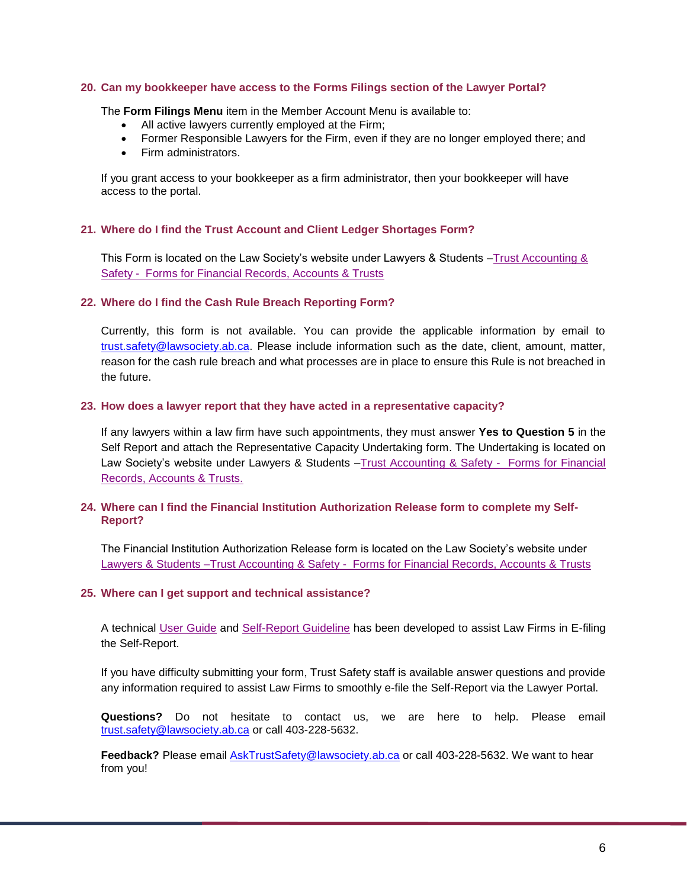### 20. Can my bookkeeper have access to the Forms Filings section of the Lawyer Portal?

The **Form Filings Menu** item in the Member Account Menu is available to:

- All active lawyers currently employed at the Firm;
- Former Responsible Lawyers for the Firm, even if they are no longer employed there; and
- Firm administrators.

If you grant access to your bookkeeper as a firm administrator, then your bookkeeper will have access to the portal.

### 21. Where do I find the Trust Account and Client Ledger Shortages Form?

This Form is located on the Law Society's website under Lawyers & Students –Trust Accounting & Safety - Forms for Financial Records, Accounts & Trusts

### 22. Where do I find the Cash Rule Breach Reporting Form?

Currently, this form is not available. You can provide the applicable information by email to trust.safety@lawsociety.ab.ca. Please include information such as the date, client, amount, matter, reason for the cash rule breach and what processes are in place to ensure this Rule is not breached in the future.

### 23. How does a lawyer report that they have acted in a representative capacity?

If any lawyers within a law firm have such appointments, they must answer **Yes to Question 5** in the Self Report and attach the Representative Capacity Undertaking form. The Undertaking is located on Law Society's website under Lawyers & Students –Trust Accounting & Safety - Forms for Financial Records, Accounts & Trusts.

### 24. Where can I find the Financial Institution Authorization Release form to complete my Self-Report?

The Financial Institution Authorization Release form is located on the Law Society's website under Lawyers & Students –Trust Accounting & Safety - Forms for Financial Records, Accounts & Trusts

### 25. Where can I get support and technical assistance?

A technical User Guide and Self-Report Guideline has been developed to assist Law Firms in E-filing the Self-Report.

If you have difficulty submitting your form, Trust Safety staff is available answer questions and provide any information required to assist Law Firms to smoothly e-file the Self-Report via the Lawyer Portal.

**Questions?** Do not hesitate to contact us, we are here to help. Please email trust.safety@lawsociety.ab.ca or call 403-228-5632.

**Feedback?** Please email AskTrustSafety@lawsociety.ab.ca or call 403-228-5632. We want to hear from you!